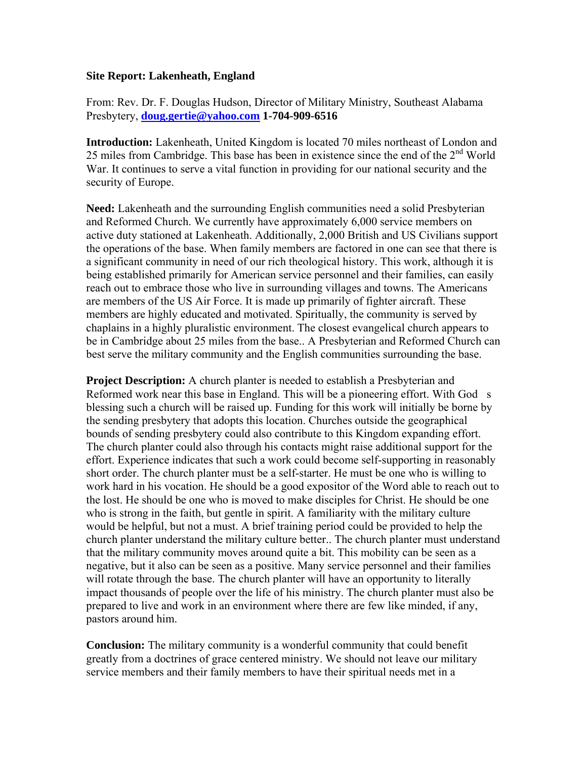**Site Report: Lakenheath, England**

From: Rev. Dr. F. Douglas Hudson, Director of Military Ministry, Southeast Alabama Presbytery, **doug.gertie@yahoo.com** **1-704-909-6516**

**Introduction:** Lakenheath, United Kingdom is located 70 miles northeast of London and 25 miles from Cambridge. This base has been in existence since the end of the 2nd World War. It continues to serve a vital function in providing for our national security and the security of Europe.

**Need:** Lakenheath and the surrounding English communities need a solid Presbyterian and Reformed Church. We currently have approximately 6,000 service members on active duty stationed at Lakenheath. Additionally, 2,000 British and US Civilians support the operations of the base. When family members are factored in one can see that there is a significant community in need of our rich theological history. This work, although it is being established primarily for American service personnel and their families, can easily reach out to embrace those who live in surrounding villages and towns. The Americans are members of the US Air Force. It is made up primarily of fighter aircraft. These members are highly educated and motivated. Spiritually, the community is served by chaplains in a highly pluralistic environment. The closest evangelical church appears to be in Cambridge about 25 miles from the base.. A Presbyterian and Reformed Church can best serve the military community and the English communities surrounding the base.

**Project Description:** A church planter is needed to establish a Presbyterian and Reformed work near this base in England. This will be a pioneering effort. With God s blessing such a church will be raised up. Funding for this work will initially be borne by the sending presbytery that adopts this location. Churches outside the geographical bounds of sending presbytery could also contribute to this Kingdom expanding effort. The church planter could also through his contacts might raise additional support for the effort. Experience indicates that such a work could become self-supporting in reasonably short order. The church planter must be a self-starter. He must be one who is willing to work hard in his vocation. He should be a good expositor of the Word able to reach out to the lost. He should be one who is moved to make disciples for Christ. He should be one who is strong in the faith, but gentle in spirit. A familiarity with the military culture would be helpful, but not a must. A brief training period could be provided to help the church planter understand the military culture better.. The church planter must understand that the military community moves around quite a bit. This mobility can be seen as a negative, but it also can be seen as a positive. Many service personnel and their families will rotate through the base. The church planter will have an opportunity to literally impact thousands of people over the life of his ministry. The church planter must also be prepared to live and work in an environment where there are few like minded, if any, pastors around him.

**Conclusion:** The military community is a wonderful community that could benefit greatly from a doctrines of grace centered ministry. We should not leave our military service members and their family members to have their spiritual needs met in a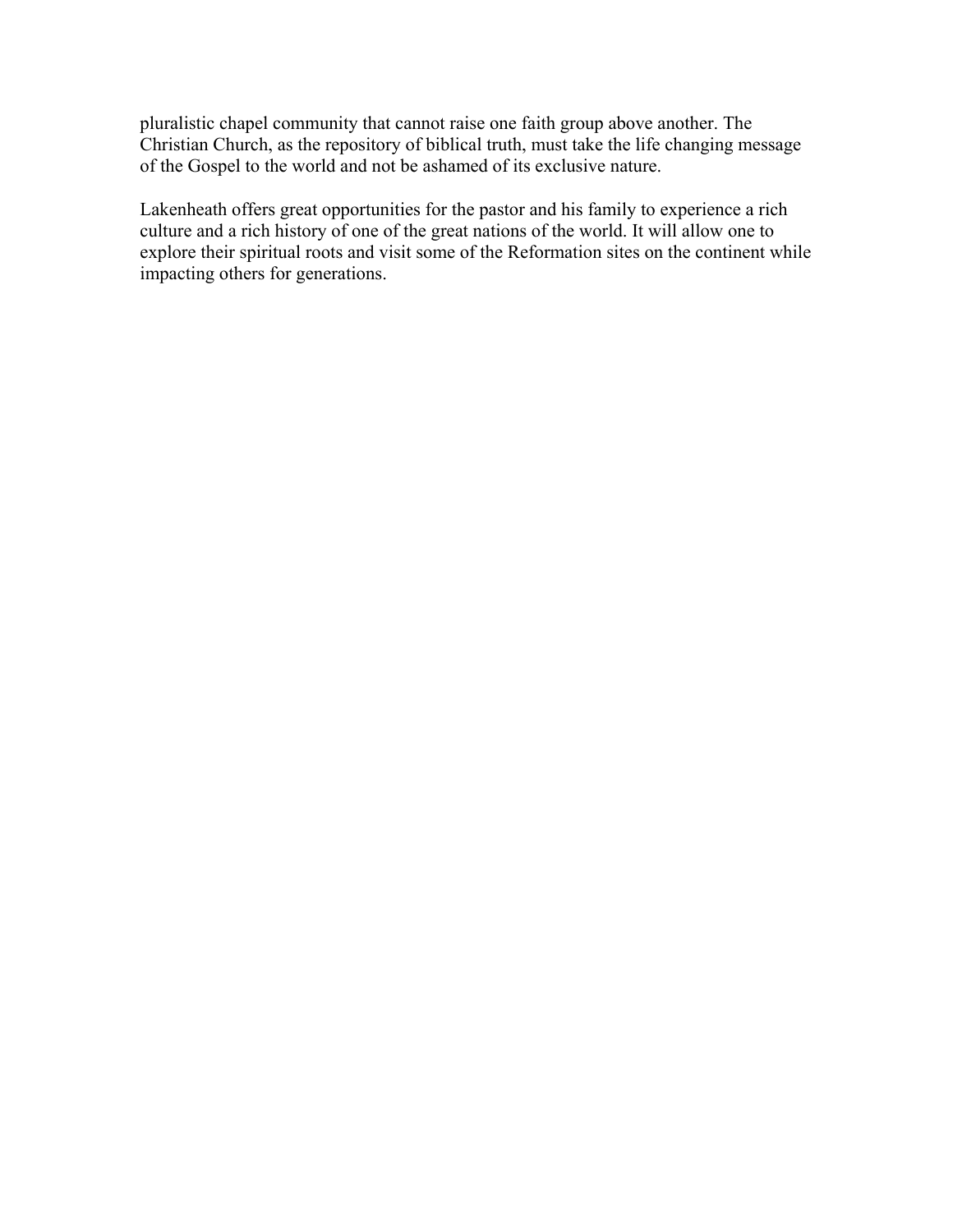pluralistic chapel community that cannot raise one faith group above another. The Christian Church, as the repository of biblical truth, must take the life changing message of the Gospel to the world and not be ashamed of its exclusive nature.

Lakenheath offers great opportunities for the pastor and his family to experience a rich culture and a rich history of one of the great nations of the world. It will allow one to explore their spiritual roots and visit some of the Reformation sites on the continent while impacting others for generations.